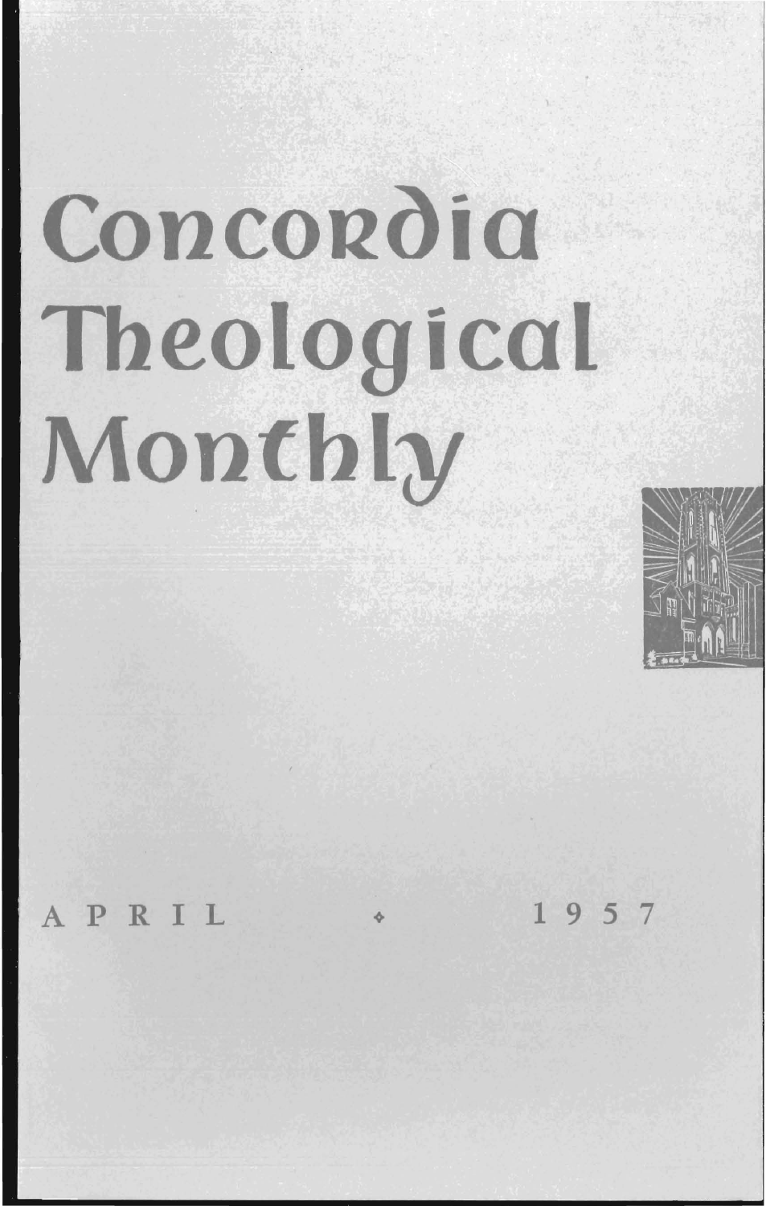# Concordia Theological Monthly

APRIL ✧ 1957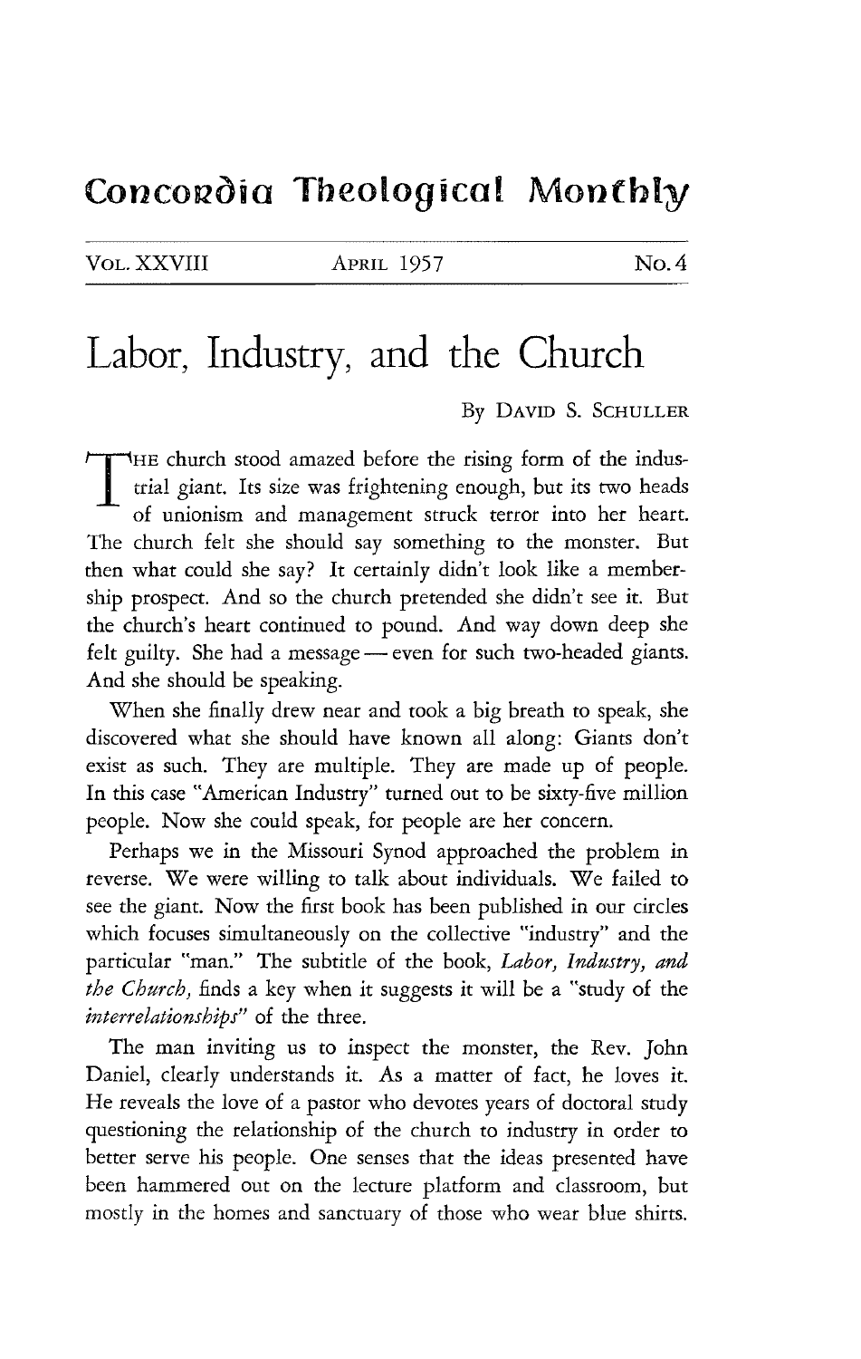Concordia Theological Monthly

VOL. XXVIII    APRIL 1957    No. 4

# Labor, Industry, and the Church

By DAVID S. SCHULLER

THE church stood amazed before the rising form of the industrial giant. Its size was frightening enough, but its two heads of unionism and management struck terror into her heart. The church felt she should say something to the monster. But then what could she say? It certainly didn't look like a membership prospect. And so the church pretended she didn't see it. But the church's heart continued to pound. And way down deep she felt guilty. She had a message — even for such two-headed giants. And she should be speaking.

When she finally drew near and took a big breath to speak, she discovered what she should have known all along: Giants don't exist as such. They are multiple. They are made up of people. In this case "American Industry" turned out to be sixty-five million people. Now she could speak, for people are her concern.

Perhaps we in the Missouri Synod approached the problem in reverse. We were willing to talk about individuals. We failed to see the giant. Now the first book has been published in our circles which focuses simultaneously on the collective "industry" and the particular "man." The subtitle of the book, *Labor, Industry, and the Church*, finds a key when it suggests it will be a "study of the *interrelationships*" of the three.

The man inviting us to inspect the monster, the Rev. John Daniel, clearly understands it. As a matter of fact, he loves it. He reveals the love of a pastor who devotes years of doctoral study questioning the relationship of the church to industry in order to better serve his people. One senses that the ideas presented have been hammered out on the lecture platform and classroom, but mostly in the homes and sanctuary of those who wear blue shirts.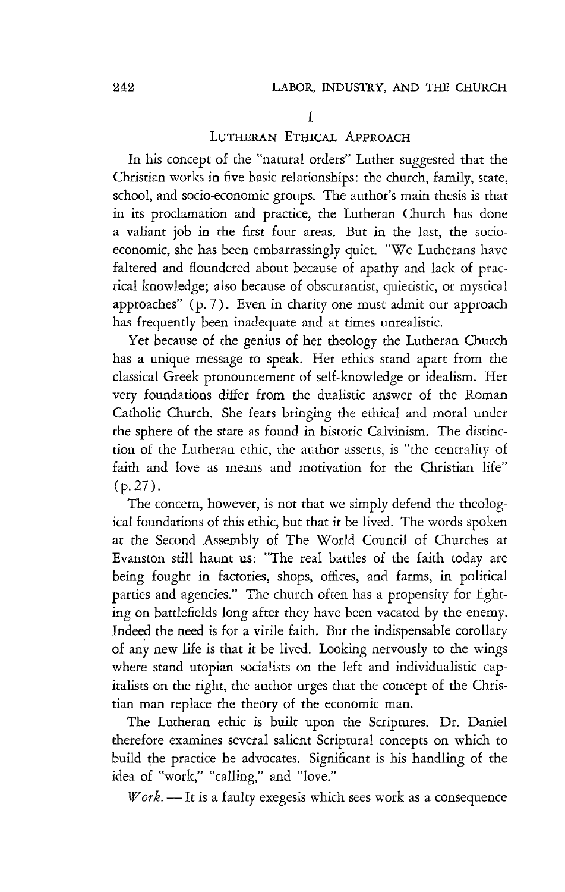## I

### Lutheran Ethical Approach

In his concept of the "natural orders" Luther suggested that the Christian works in five basic relationships: the church, family, state, school, and socio-economic groups. The author's main thesis is that in its proclamation and practice, the Lutheran Church has done a valiant job in the first four areas. But in the last, the socio-economic, she has been embarrassingly quiet. "We Lutherans have faltered and floundered about because of apathy and lack of practical knowledge; also because of obscurantist, quietistic, or mystical approaches" (p. 7). Even in charity one must admit our approach has frequently been inadequate and at times unrealistic.

Yet because of the genius of her theology the Lutheran Church has a unique message to speak. Her ethics stand apart from the classical Greek pronouncement of self-knowledge or idealism. Her very foundations differ from the dualistic answer of the Roman Catholic Church. She fears bringing the ethical and moral under the sphere of the state as found in historic Calvinism. The distinction of the Lutheran ethic, the author asserts, is "the centrality of faith and love as means and motivation for the Christian life" (p. 27).

The concern, however, is not that we simply defend the theological foundations of this ethic, but that it be lived. The words spoken at the Second Assembly of The World Council of Churches at Evanston still haunt us: "The real battles of the faith today are being fought in factories, shops, offices, and farms, in political parties and agencies." The church often has a propensity for fighting on battlefields long after they have been vacated by the enemy. Indeed the need is for a virile faith. But the indispensable corollary of any new life is that it be lived. Looking nervously to the wings where stand utopian socialists on the left and individualistic capitalists on the right, the author urges that the concept of the Christian man replace the theory of the economic man.

The Lutheran ethic is built upon the Scriptures. Dr. Daniel therefore examines several salient Scriptural concepts on which to build the practice he advocates. Significant is his handling of the idea of "work," "calling," and "love."

*Work.* — It is a faulty exegesis which sees work as a consequence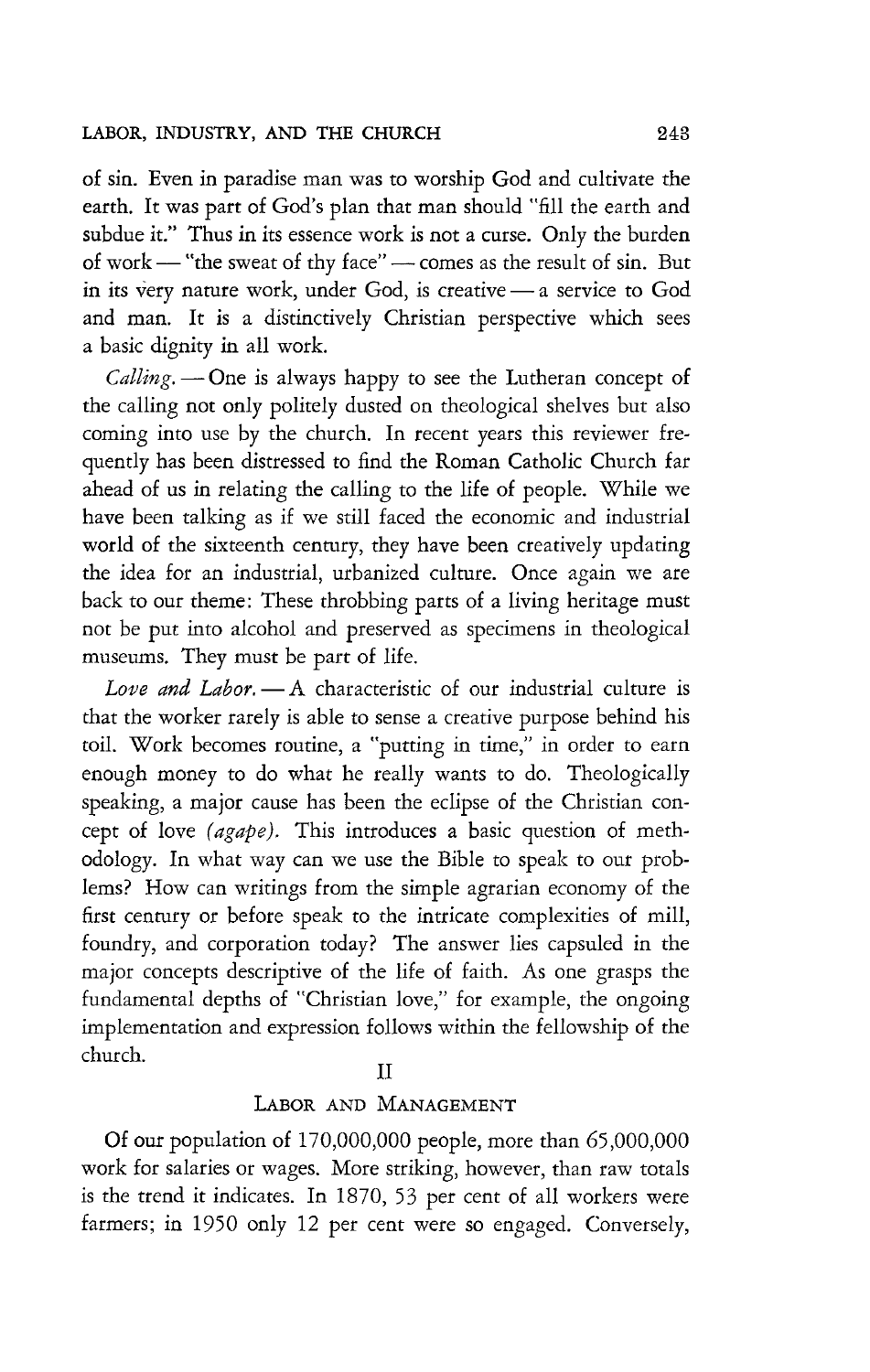of sin. Even in paradise man was to worship God and cultivate the earth. It was part of God's plan that man should "fill the earth and subdue it." Thus in its essence work is not a curse. Only the burden of work — "the sweat of thy face" — comes as the result of sin. But in its very nature work, under God, is creative — a service to God and man. It is a distinctively Christian perspective which sees a basic dignity in all work.

*Calling.* — One is always happy to see the Lutheran concept of the calling not only politely dusted on theological shelves but also coming into use by the church. In recent years this reviewer frequently has been distressed to find the Roman Catholic Church far ahead of us in relating the calling to the life of people. While we have been talking as if we still faced the economic and industrial world of the sixteenth century, they have been creatively updating the idea for an industrial, urbanized culture. Once again we are back to our theme: These throbbing parts of a living heritage must not be put into alcohol and preserved as specimens in theological museums. They must be part of life.

*Love and Labor.* — A characteristic of our industrial culture is that the worker rarely is able to sense a creative purpose behind his toil. Work becomes routine, a "putting in time," in order to earn enough money to do what he really wants to do. Theologically speaking, a major cause has been the eclipse of the Christian concept of love *(agape)*. This introduces a basic question of methodology. In what way can we use the Bible to speak to our problems? How can writings from the simple agrarian economy of the first century or before speak to the intricate complexities of mill, foundry, and corporation today? The answer lies capsuled in the major concepts descriptive of the life of faith. As one grasps the fundamental depths of "Christian love," for example, the ongoing implementation and expression follows within the fellowship of the church.

## II

## Labor and Management

Of our population of 170,000,000 people, more than 65,000,000 work for salaries or wages. More striking, however, than raw totals is the trend it indicates. In 1870, 53 per cent of all workers were farmers; in 1950 only 12 per cent were so engaged. Conversely,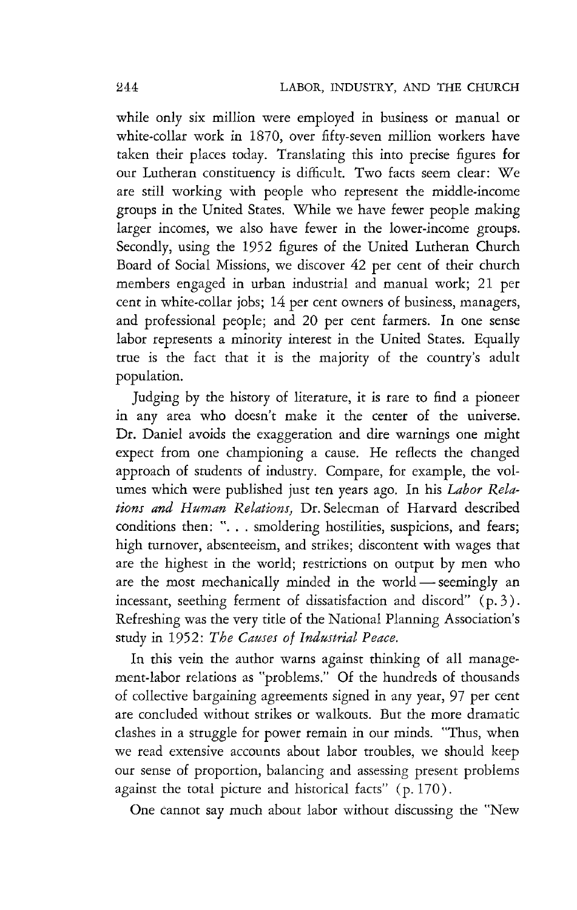while only six million were employed in business or manual or white-collar work in 1870, over fifty-seven million workers have taken their places today. Translating this into precise figures for our Lutheran constituency is difficult. Two facts seem clear: We are still working with people who represent the middle-income groups in the United States. While we have fewer people making larger incomes, we also have fewer in the lower-income groups. Secondly, using the 1952 figures of the United Lutheran Church Board of Social Missions, we discover 42 per cent of their church members engaged in urban industrial and manual work; 21 per cent in white-collar jobs; 14 per cent owners of business, managers, and professional people; and 20 per cent farmers. In one sense labor represents a minority interest in the United States. Equally true is the fact that it is the majority of the country's adult population.

Judging by the history of literature, it is rare to find a pioneer in any area who doesn't make it the center of the universe. Dr. Daniel avoids the exaggeration and dire warnings one might expect from one championing a cause. He reflects the changed approach of students of industry. Compare, for example, the volumes which were published just ten years ago. In his *Labor Relations and Human Relations,* Dr. Selecman of Harvard described conditions then: ". . . smoldering hostilities, suspicions, and fears; high turnover, absenteeism, and strikes; discontent with wages that are the highest in the world; restrictions on output by men who are the most mechanically minded in the world — seemingly an incessant, seething ferment of dissatisfaction and discord" (p. 3). Refreshing was the very title of the National Planning Association's study in 1952: *The Causes of Industrial Peace.*

In this vein the author warns against thinking of all management-labor relations as "problems." Of the hundreds of thousands of collective bargaining agreements signed in any year, 97 per cent are concluded without strikes or walkouts. But the more dramatic clashes in a struggle for power remain in our minds. "Thus, when we read extensive accounts about labor troubles, we should keep our sense of proportion, balancing and assessing present problems against the total picture and historical facts" (p. 170).

One cannot say much about labor without discussing the "New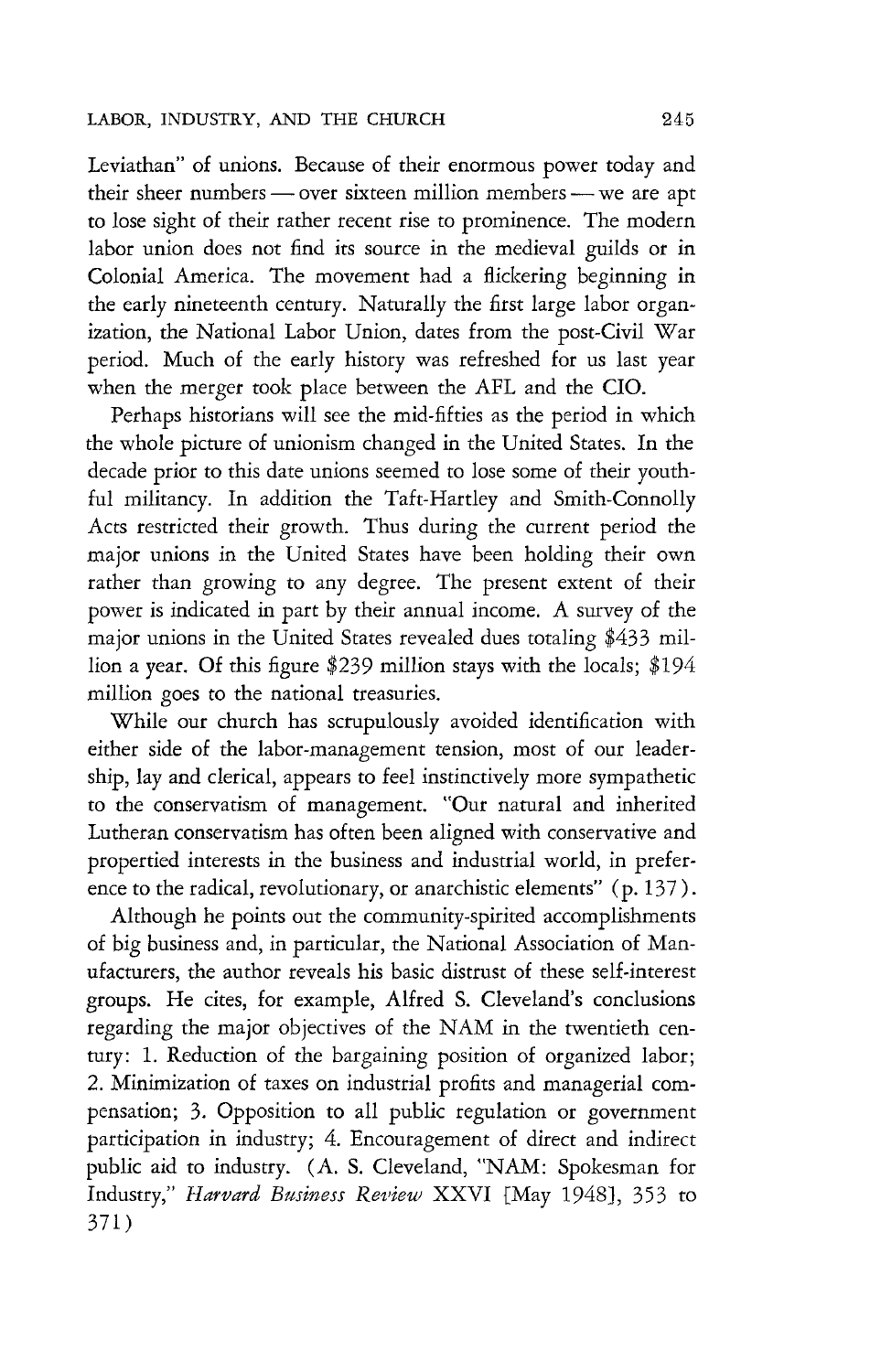Leviathan" of unions. Because of their enormous power today and their sheer numbers — over sixteen million members — we are apt to lose sight of their rather recent rise to prominence. The modern labor union does not find its source in the medieval guilds or in Colonial America. The movement had a flickering beginning in the early nineteenth century. Naturally the first large labor organization, the National Labor Union, dates from the post-Civil War period. Much of the early history was refreshed for us last year when the merger took place between the AFL and the CIO.

Perhaps historians will see the mid-fifties as the period in which the whole picture of unionism changed in the United States. In the decade prior to this date unions seemed to lose some of their youthful militancy. In addition the Taft-Hartley and Smith-Connolly Acts restricted their growth. Thus during the current period the major unions in the United States have been holding their own rather than growing to any degree. The present extent of their power is indicated in part by their annual income. A survey of the major unions in the United States revealed dues totaling $433 million a year. Of this figure $239 million stays with the locals; $194 million goes to the national treasuries.

While our church has scrupulously avoided identification with either side of the labor-management tension, most of our leadership, lay and clerical, appears to feel instinctively more sympathetic to the conservatism of management. "Our natural and inherited Lutheran conservatism has often been aligned with conservative and propertied interests in the business and industrial world, in preference to the radical, revolutionary, or anarchistic elements" (p. 137).

Although he points out the community-spirited accomplishments of big business and, in particular, the National Association of Manufacturers, the author reveals his basic distrust of these self-interest groups. He cites, for example, Alfred S. Cleveland's conclusions regarding the major objectives of the NAM in the twentieth century: 1. Reduction of the bargaining position of organized labor; 2. Minimization of taxes on industrial profits and managerial compensation; 3. Opposition to all public regulation or government participation in industry; 4. Encouragement of direct and indirect public aid to industry. (A. S. Cleveland, "NAM: Spokesman for Industry," *Harvard Business Review* XXVI [May 1948], 353 to 371)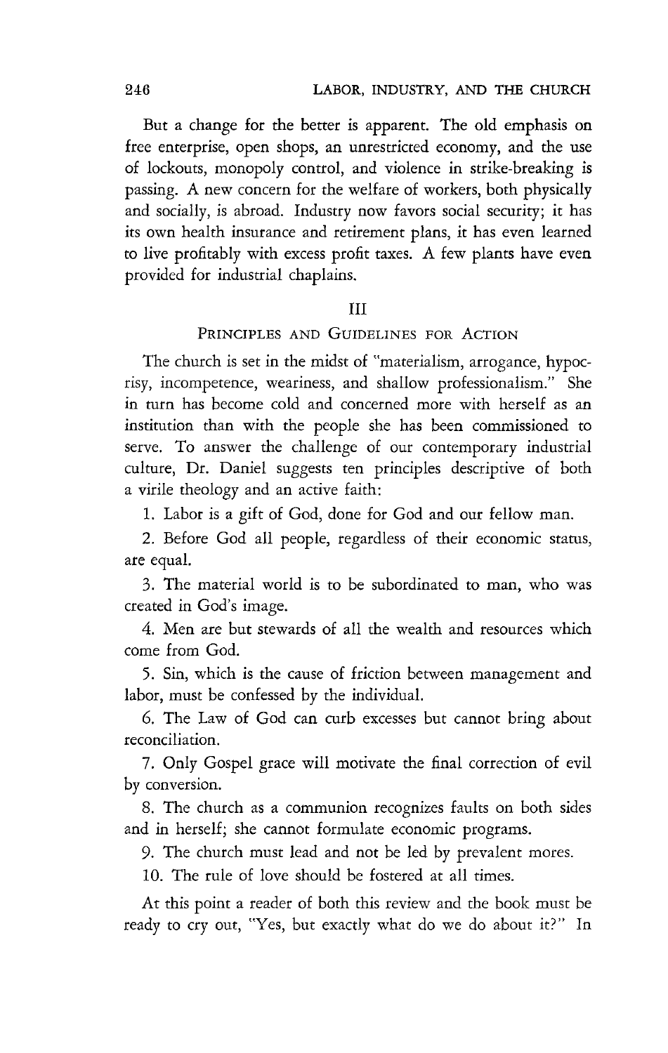But a change for the better is apparent. The old emphasis on free enterprise, open shops, an unrestricted economy, and the use of lockouts, monopoly control, and violence in strike-breaking is passing. A new concern for the welfare of workers, both physically and socially, is abroad. Industry now favors social security; it has its own health insurance and retirement plans, it has even learned to live profitably with excess profit taxes. A few plants have even provided for industrial chaplains.

## III

## PRINCIPLES AND GUIDELINES FOR ACTION

The church is set in the midst of "materialism, arrogance, hypocrisy, incompetence, weariness, and shallow professionalism." She in turn has become cold and concerned more with herself as an institution than with the people she has been commissioned to serve. To answer the challenge of our contemporary industrial culture, Dr. Daniel suggests ten principles descriptive of both a virile theology and an active faith:

1. Labor is a gift of God, done for God and our fellow man.
2. Before God all people, regardless of their economic status, are equal.
3. The material world is to be subordinated to man, who was created in God's image.
4. Men are but stewards of all the wealth and resources which come from God.
5. Sin, which is the cause of friction between management and labor, must be confessed by the individual.
6. The Law of God can curb excesses but cannot bring about reconciliation.
7. Only Gospel grace will motivate the final correction of evil by conversion.
8. The church as a communion recognizes faults on both sides and in herself; she cannot formulate economic programs.
9. The church must lead and not be led by prevalent mores.
10. The rule of love should be fostered at all times.

At this point a reader of both this review and the book must be ready to cry out, "Yes, but exactly what do we do about it?" In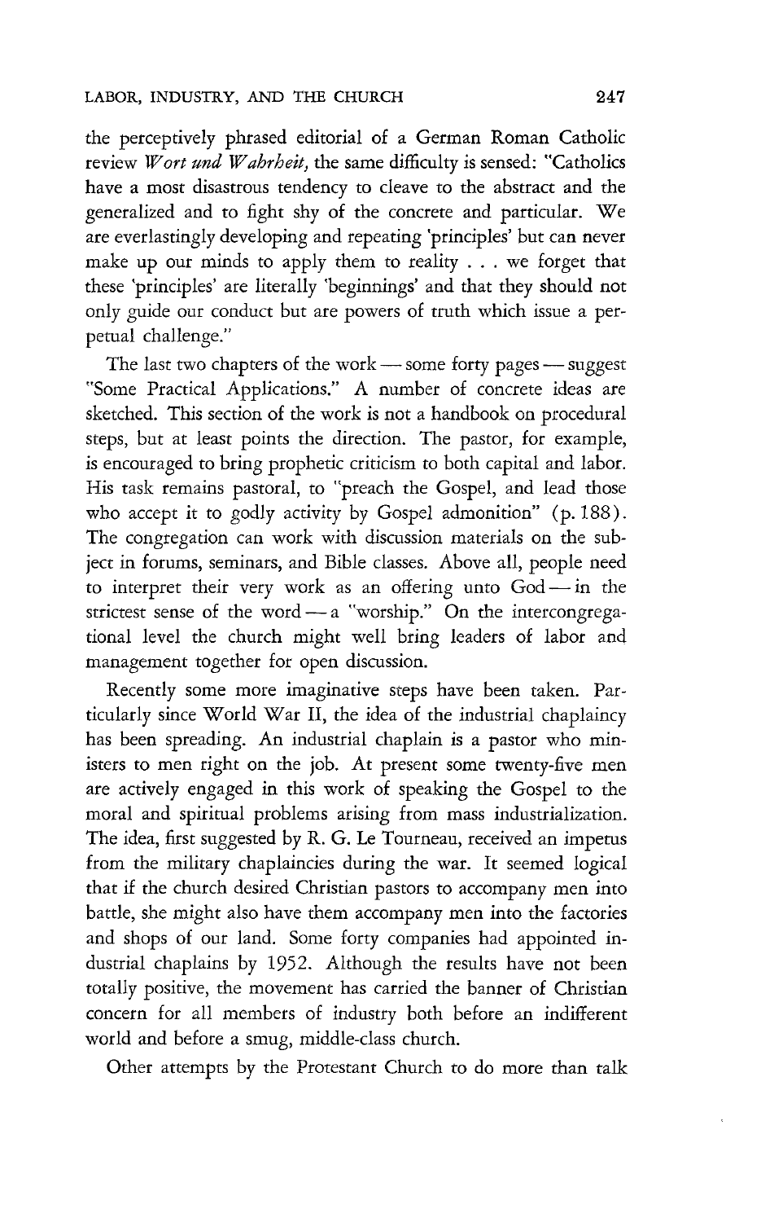the perceptively phrased editorial of a German Roman Catholic review *Wort und Wahrheit*, the same difficulty is sensed: "Catholics have a most disastrous tendency to cleave to the abstract and the generalized and to fight shy of the concrete and particular. We are everlastingly developing and repeating 'principles' but can never make up our minds to apply them to reality . . . we forget that these 'principles' are literally 'beginnings' and that they should not only guide our conduct but are powers of truth which issue a perpetual challenge."

The last two chapters of the work — some forty pages — suggest "Some Practical Applications." A number of concrete ideas are sketched. This section of the work is not a handbook on procedural steps, but at least points the direction. The pastor, for example, is encouraged to bring prophetic criticism to both capital and labor. His task remains pastoral, to "preach the Gospel, and lead those who accept it to godly activity by Gospel admonition" (p. 188). The congregation can work with discussion materials on the subject in forums, seminars, and Bible classes. Above all, people need to interpret their very work as an offering unto God — in the strictest sense of the word — a "worship." On the intercongregational level the church might well bring leaders of labor and management together for open discussion.

Recently some more imaginative steps have been taken. Particularly since World War II, the idea of the industrial chaplaincy has been spreading. An industrial chaplain is a pastor who ministers to men right on the job. At present some twenty-five men are actively engaged in this work of speaking the Gospel to the moral and spiritual problems arising from mass industrialization. The idea, first suggested by R. G. Le Tourneau, received an impetus from the military chaplaincies during the war. It seemed logical that if the church desired Christian pastors to accompany men into battle, she might also have them accompany men into the factories and shops of our land. Some forty companies had appointed industrial chaplains by 1952. Although the results have not been totally positive, the movement has carried the banner of Christian concern for all members of industry both before an indifferent world and before a smug, middle-class church.

Other attempts by the Protestant Church to do more than talk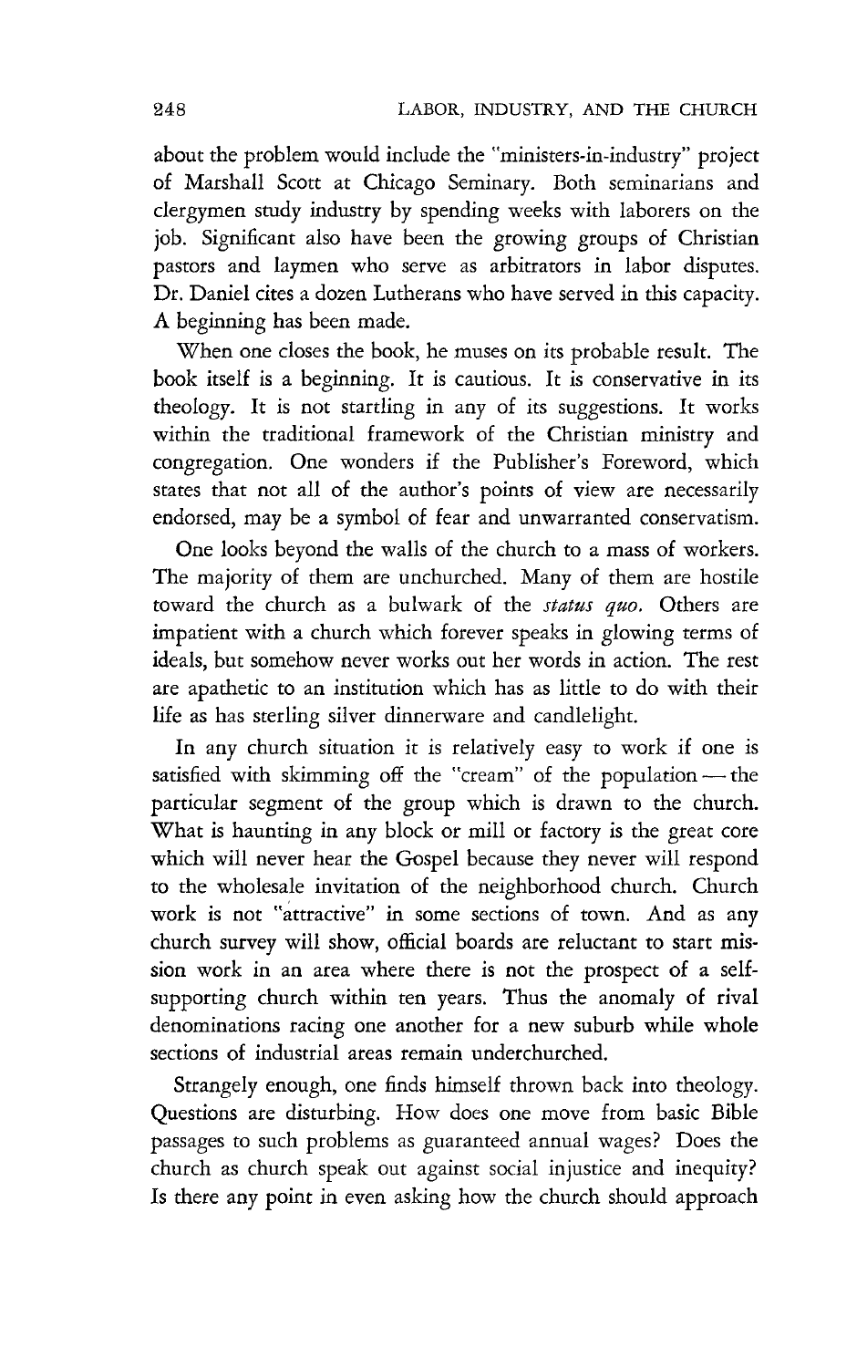about the problem would include the "ministers-in-industry" project of Marshall Scott at Chicago Seminary. Both seminarians and clergymen study industry by spending weeks with laborers on the job. Significant also have been the growing groups of Christian pastors and laymen who serve as arbitrators in labor disputes. Dr. Daniel cites a dozen Lutherans who have served in this capacity. A beginning has been made.

When one closes the book, he muses on its probable result. The book itself is a beginning. It is cautious. It is conservative in its theology. It is not startling in any of its suggestions. It works within the traditional framework of the Christian ministry and congregation. One wonders if the Publisher's Foreword, which states that not all of the author's points of view are necessarily endorsed, may be a symbol of fear and unwarranted conservatism.

One looks beyond the walls of the church to a mass of workers. The majority of them are unchurched. Many of them are hostile toward the church as a bulwark of the *status quo*. Others are impatient with a church which forever speaks in glowing terms of ideals, but somehow never works out her words in action. The rest are apathetic to an institution which has as little to do with their life as has sterling silver dinnerware and candlelight.

In any church situation it is relatively easy to work if one is satisfied with skimming off the "cream" of the population — the particular segment of the group which is drawn to the church. What is haunting in any block or mill or factory is the great core which will never hear the Gospel because they never will respond to the wholesale invitation of the neighborhood church. Church work is not "attractive" in some sections of town. And as any church survey will show, official boards are reluctant to start mission work in an area where there is not the prospect of a self-supporting church within ten years. Thus the anomaly of rival denominations racing one another for a new suburb while whole sections of industrial areas remain underchurched.

Strangely enough, one finds himself thrown back into theology. Questions are disturbing. How does one move from basic Bible passages to such problems as guaranteed annual wages? Does the church as church speak out against social injustice and inequity? Is there any point in even asking how the church should approach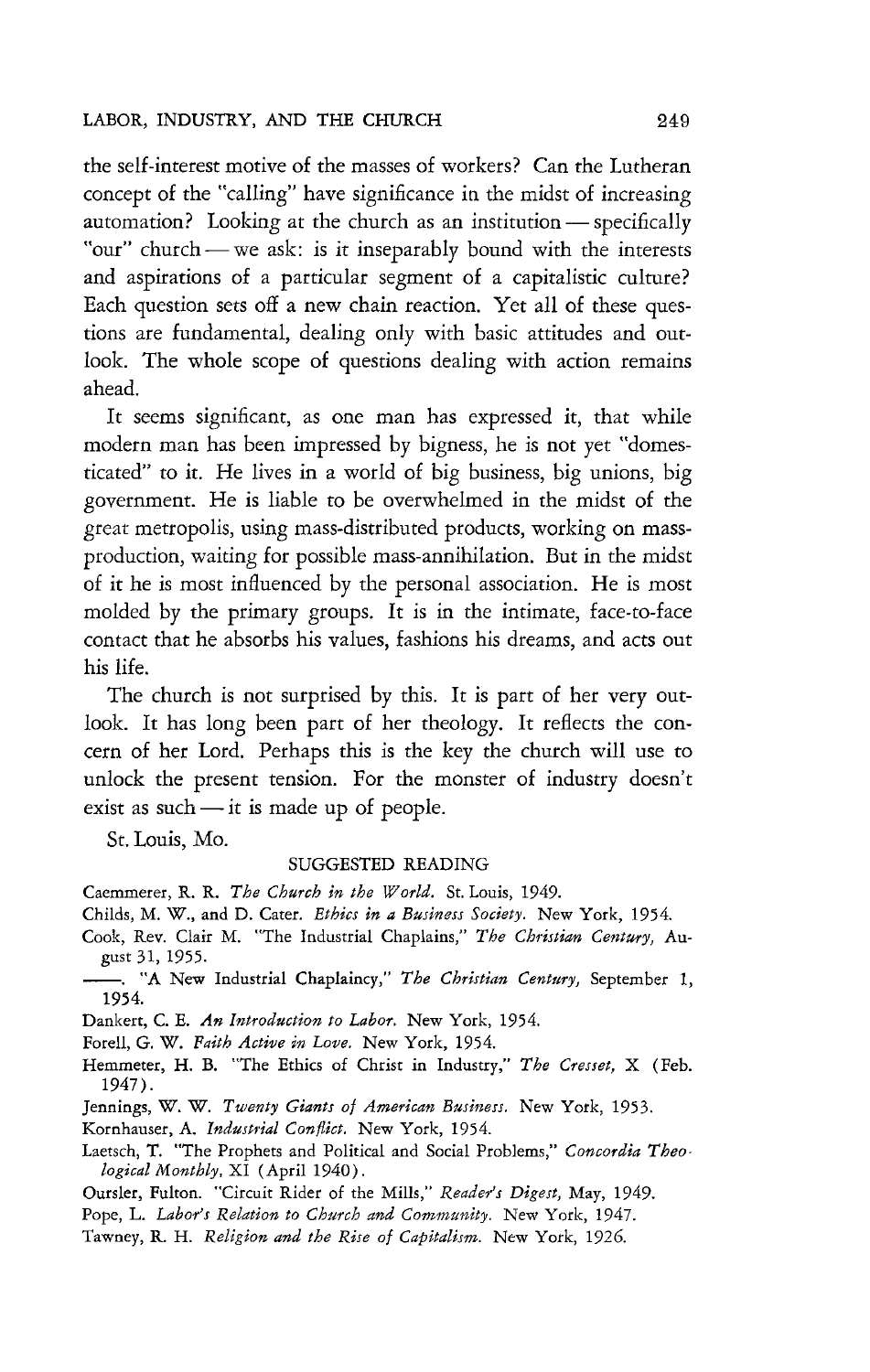the self-interest motive of the masses of workers? Can the Lutheran concept of the "calling" have significance in the midst of increasing automation? Looking at the church as an institution — specifically "our" church — we ask: is it inseparably bound with the interests and aspirations of a particular segment of a capitalistic culture? Each question sets off a new chain reaction. Yet all of these questions are fundamental, dealing only with basic attitudes and outlook. The whole scope of questions dealing with action remains ahead.

It seems significant, as one man has expressed it, that while modern man has been impressed by bigness, he is not yet "domesticated" to it. He lives in a world of big business, big unions, big government. He is liable to be overwhelmed in the midst of the great metropolis, using mass-distributed products, working on mass-production, waiting for possible mass-annihilation. But in the midst of it he is most influenced by the personal association. He is most molded by the primary groups. It is in the intimate, face-to-face contact that he absorbs his values, fashions his dreams, and acts out his life.

The church is not surprised by this. It is part of her very outlook. It has long been part of her theology. It reflects the concern of her Lord. Perhaps this is the key the church will use to unlock the present tension. For the monster of industry doesn't exist as such — it is made up of people.

St. Louis, Mo.

## SUGGESTED READING

Caemmerer, R. R. *The Church in the World.* St. Louis, 1949.

Childs, M. W., and D. Cater. *Ethics in a Business Society.* New York, 1954.

Cook, Rev. Clair M. "The Industrial Chaplains," *The Christian Century,* August 31, 1955.

——. "A New Industrial Chaplaincy," *The Christian Century,* September 1, 1954.

Dankert, C. E. *An Introduction to Labor.* New York, 1954.

Forell, G. W. *Faith Active in Love.* New York, 1954.

Hemmeter, H. B. "The Ethics of Christ in Industry," *The Cresset,* X (Feb. 1947).

Jennings, W. W. *Twenty Giants of American Business.* New York, 1953.

Kornhauser, A. *Industrial Conflict.* New York, 1954.

Laetsch, T. "The Prophets and Political and Social Problems," *Concordia Theological Monthly,* XI (April 1940).

Oursler, Fulton. "Circuit Rider of the Mills," *Reader's Digest,* May, 1949.

Pope, L. *Labor's Relation to Church and Community.* New York, 1947.

Tawney, R. H. *Religion and the Rise of Capitalism.* New York, 1926.